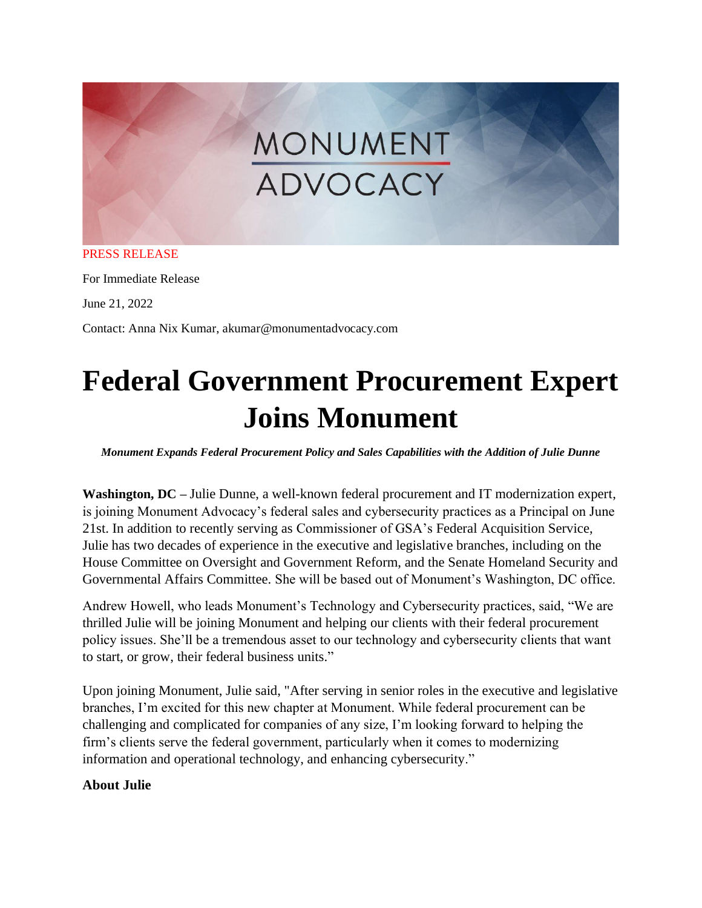MONUMENT ADVOCACY

PRESS RELEASE

For Immediate Release

June 21, 2022

Contact: Anna Nix Kumar, akumar@monumentadvocacy.com

# Federal Government Procurement Expert Joins Monument

***Monument Expands Federal Procurement Policy and Sales Capabilities with the Addition of Julie Dunne***

**Washington, DC –** Julie Dunne, a well-known federal procurement and IT modernization expert, is joining Monument Advocacy's federal sales and cybersecurity practices as a Principal on June 21st. In addition to recently serving as Commissioner of GSA's Federal Acquisition Service, Julie has two decades of experience in the executive and legislative branches, including on the House Committee on Oversight and Government Reform, and the Senate Homeland Security and Governmental Affairs Committee. She will be based out of Monument's Washington, DC office.

Andrew Howell, who leads Monument's Technology and Cybersecurity practices, said, "We are thrilled Julie will be joining Monument and helping our clients with their federal procurement policy issues. She'll be a tremendous asset to our technology and cybersecurity clients that want to start, or grow, their federal business units."

Upon joining Monument, Julie said, "After serving in senior roles in the executive and legislative branches, I'm excited for this new chapter at Monument. While federal procurement can be challenging and complicated for companies of any size, I'm looking forward to helping the firm's clients serve the federal government, particularly when it comes to modernizing information and operational technology, and enhancing cybersecurity."

**About Julie**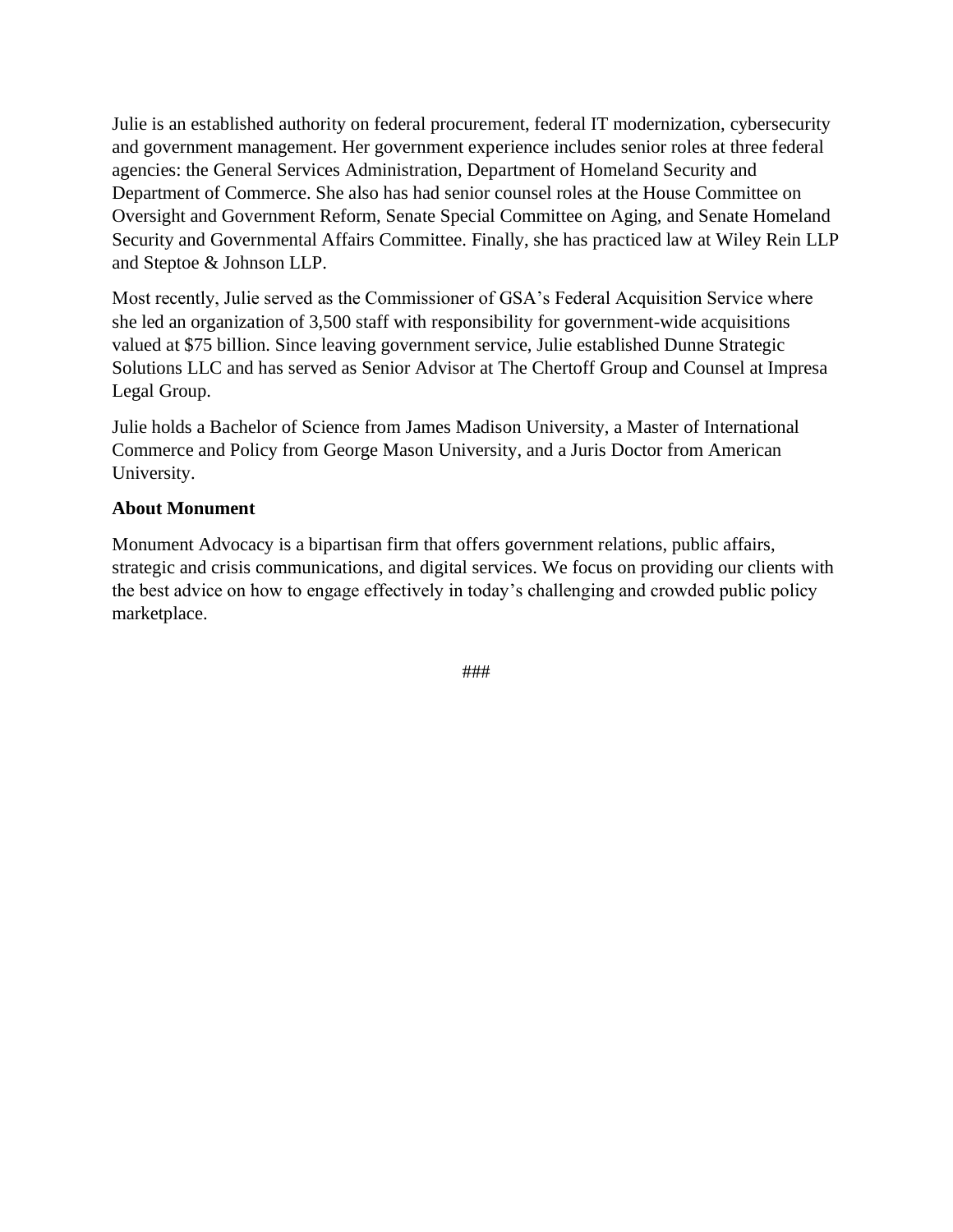Julie is an established authority on federal procurement, federal IT modernization, cybersecurity and government management. Her government experience includes senior roles at three federal agencies: the General Services Administration, Department of Homeland Security and Department of Commerce. She also has had senior counsel roles at the House Committee on Oversight and Government Reform, Senate Special Committee on Aging, and Senate Homeland Security and Governmental Affairs Committee. Finally, she has practiced law at Wiley Rein LLP and Steptoe & Johnson LLP.

Most recently, Julie served as the Commissioner of GSA's Federal Acquisition Service where she led an organization of 3,500 staff with responsibility for government-wide acquisitions valued at $75 billion. Since leaving government service, Julie established Dunne Strategic Solutions LLC and has served as Senior Advisor at The Chertoff Group and Counsel at Impresa Legal Group.

Julie holds a Bachelor of Science from James Madison University, a Master of International Commerce and Policy from George Mason University, and a Juris Doctor from American University.

**About Monument**

Monument Advocacy is a bipartisan firm that offers government relations, public affairs, strategic and crisis communications, and digital services. We focus on providing our clients with the best advice on how to engage effectively in today's challenging and crowded public policy marketplace.

###